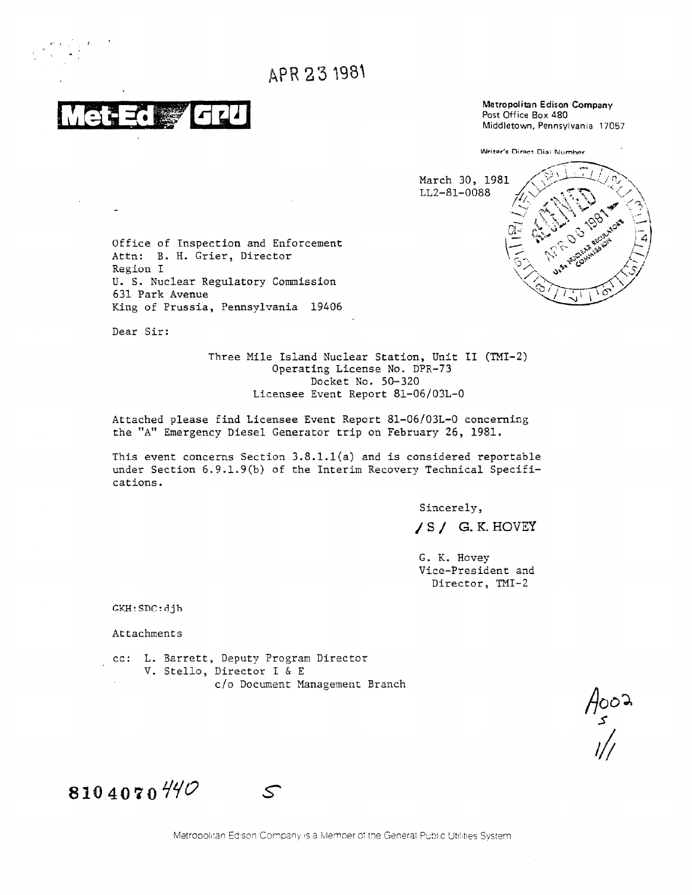APR 23 1981

**Met-Ed GPU**

**Metropolitan Edison Company**
Post Office Box 480
Middletown, Pennsylvania 17057

Writer's Direct Dial Number

March 30, 1981
LL2-81-0088

RECEIVED APR 06 1981 U.S. NUCLEAR REGULATORY COMMISSION

Office of Inspection and Enforcement
Attn: B. H. Grier, Director
Region I
U. S. Nuclear Regulatory Commission
631 Park Avenue
King of Prussia, Pennsylvania 19406

Dear Sir:

Three Mile Island Nuclear Station, Unit II (TMI-2)
Operating License No. DPR-73
Docket No. 50-320
Licensee Event Report 81-06/03L-0

Attached please find Licensee Event Report 81-06/03L-0 concerning the "A" Emergency Diesel Generator trip on February 26, 1981.

This event concerns Section 3.8.1.1(a) and is considered reportable under Section 6.9.1.9(b) of the Interim Recovery Technical Specifications.

Sincerely,

/S/ G. K. HOVEY

G. K. Hovey
Vice-President and
Director, TMI-2

GKH:SDC:djb

Attachments

cc: L. Barrett, Deputy Program Director
V. Stello, Director I & E
c/o Document Management Branch

A002
S
1/1

8104070 440 S

Metropolitan Edison Company is a Member of the General Public Utilities System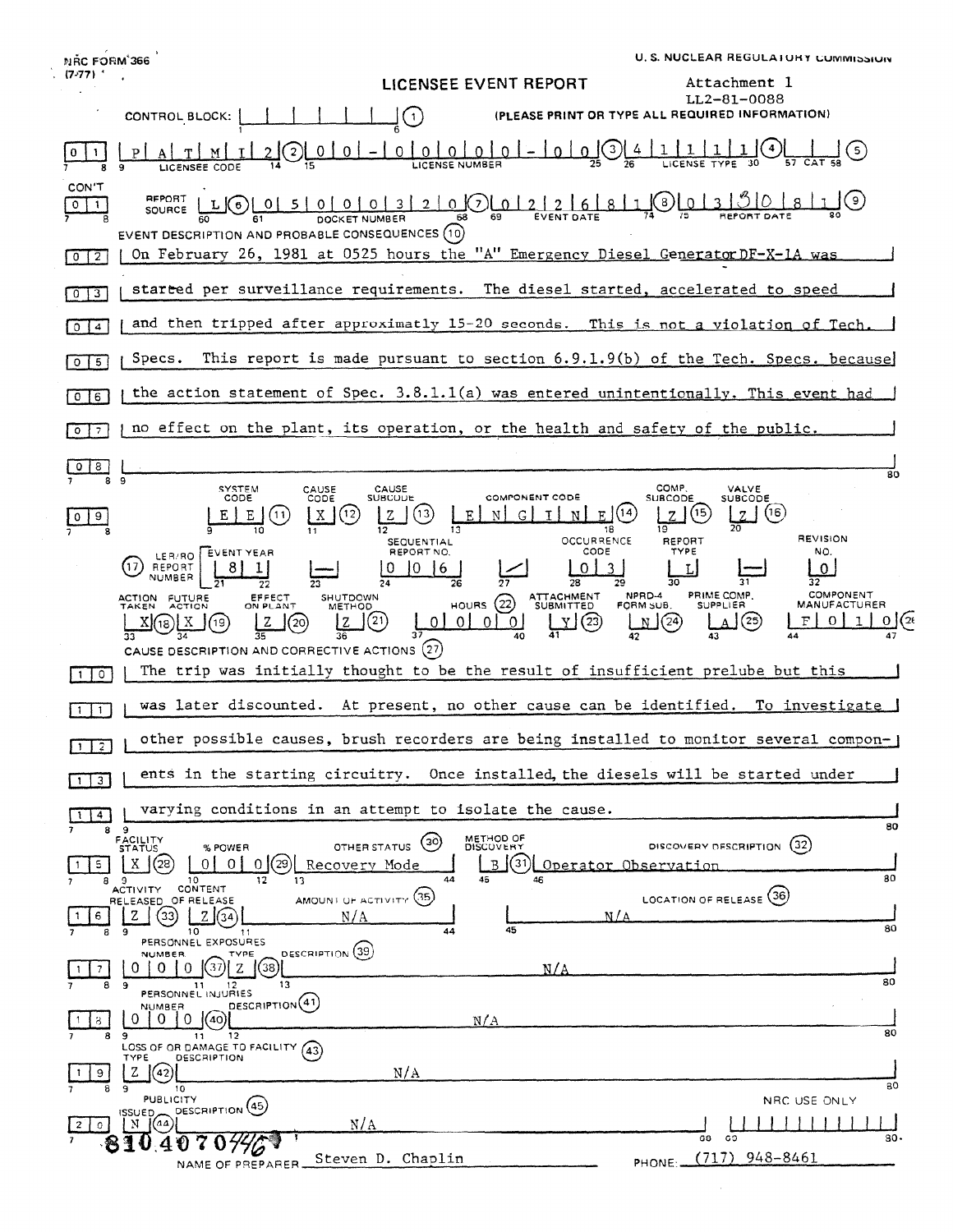NRC FORM 366 (7-77)

U. S. NUCLEAR REGULATORY COMMISSION

# LICENSEE EVENT REPORT

Attachment 1
LL2-81-0088

CONTROL BLOCK: | | | | | | | (1) (PLEASE PRINT OR TYPE ALL REQUIRED INFORMATION)

| Field | Value |
|---|---|
| 01 Licensee Code (2) | P A T M I 2 |
| License Number (3) | 0 0 - 0 0 0 0 0 - 0 0 |
| License Type (4) | 4 1 1 1 1 |
| CAT (5) | |

CON'T

| Field | Value |
|---|---|
| 01 Report Source (6) | L |
| Docket Number (7) | 0 5 0 0 0 3 2 0 |
| Event Date (8) | 0 2 2 6 8 1 |
| Report Date (9) | 0 3 3 0 8 1 |

**EVENT DESCRIPTION AND PROBABLE CONSEQUENCES (10)**

02 On February 26, 1981 at 0525 hours the "A" Emergency Diesel Generator DF-X-1A was
03 started per surveillance requirements. The diesel started, accelerated to speed
04 and then tripped after approximately 15-20 seconds. This is not a violation of Tech.
05 Specs. This report is made pursuant to section 6.9.1.9(b) of the Tech. Specs. because
06 the action statement of Spec. 3.8.1.1(a) was entered unintentionally. This event had
07 no effect on the plant, its operation, or the health and safety of the public.
08

| 09 | System Code (11) | Cause Code (12) | Cause Subcode (13) | Component Code (14) | Comp. Subcode (15) | Valve Subcode (16) |
|---|---|---|---|---|---|---|
| | E E | X | Z | E N G I N E | Z | Z |

| (17) LER/RO Report Number | Event Year | | Sequential Report No. | | Occurrence Code | Report Type | | Revision No. |
|---|---|---|---|---|---|---|---|---|
| | 8 1 | — | 0 0 6 | / | 0 3 | L | — | 0 |

| Action Taken (18) | Future Action (19) | Effect on Plant (20) | Shutdown Method (21) | Hours (22) | Attachment Submitted (23) | NPRD-4 Form Sub. (24) | Prime Comp. Supplier (25) | Component Manufacturer (26) |
|---|---|---|---|---|---|---|---|---|
| X | X | Z | Z | 0 0 0 0 | Y | N | A | F 0 1 0 |

**CAUSE DESCRIPTION AND CORRECTIVE ACTIONS (27)**

10 The trip was initially thought to be the result of insufficient prelube but this
11 was later discounted. At present, no other cause can be identified. To investigate
12 other possible causes, brush recorders are being installed to monitor several compon-
13 ents in the starting circuitry. Once installed, the diesels will be started under
14 varying conditions in an attempt to isolate the cause.

| 15 | Facility Status (28) | % Power (29) | Other Status (30) | Method of Discovery (31) | Discovery Description (32) |
|---|---|---|---|---|---|
| | X | 0 0 0 | Recovery Mode | B | Operator Observation |

| 16 | Activity Released (33) | Content of Release (34) | Amount of Activity (35) | Location of Release (36) |
|---|---|---|---|---|
| | Z | Z | N/A | N/A |

| 17 Personnel Exposures | Number (37) | Type (38) | Description (39) |
|---|---|---|---|
| | 0 0 0 | Z | N/A |

| 18 Personnel Injuries | Number (40) | Description (41) |
|---|---|---|
| | 0 0 0 | N/A |

| 19 Loss of or Damage to Facility | Type (42) | Description (43) |
|---|---|---|
| | Z | N/A |

| 20 Publicity | Issued (44) | Description (45) | NRC Use Only |
|---|---|---|---|
| | N | N/A | |

8104070446

NAME OF PREPARER Steven D. Chaplin PHONE: (717) 948-8461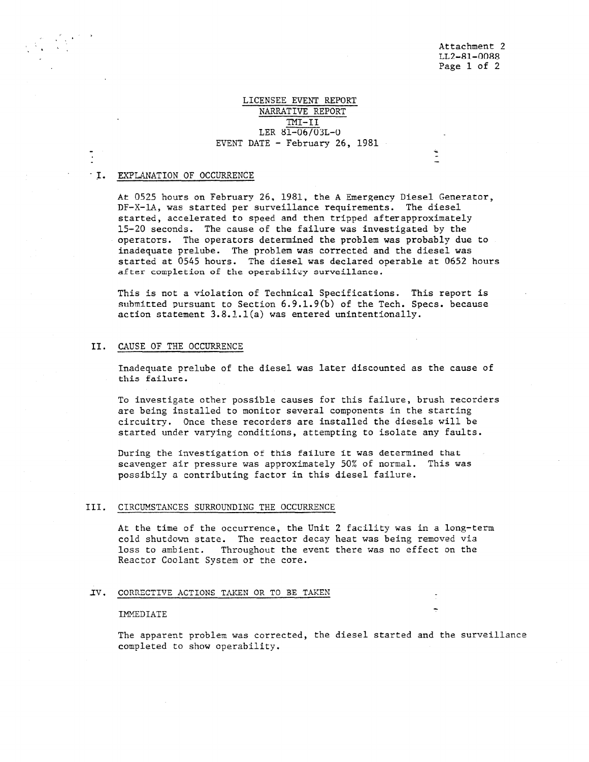Attachment 2
LL2-81-0088

# LICENSEE EVENT REPORT
## NARRATIVE REPORT
## TMI-II
## LER 81-06/03L-0
## EVENT DATE - February 26, 1981

## I. EXPLANATION OF OCCURRENCE

At 0525 hours on February 26, 1981, the A Emergency Diesel Generator, DF-X-1A, was started per surveillance requirements. The diesel started, accelerated to speed and then tripped afterapproximately 15-20 seconds. The cause of the failure was investigated by the operators. The operators determined the problem was probably due to inadequate prelube. The problem was corrected and the diesel was started at 0545 hours. The diesel was declared operable at 0652 hours after completion of the operability surveillance.

This is not a violation of Technical Specifications. This report is submitted pursuant to Section 6.9.1.9(b) of the Tech. Specs. because action statement 3.8.1.1(a) was entered unintentionally.

## II. CAUSE OF THE OCCURRENCE

Inadequate prelube of the diesel was later discounted as the cause of this failure.

To investigate other possible causes for this failure, brush recorders are being installed to monitor several components in the starting circuitry. Once these recorders are installed the diesels will be started under varying conditions, attempting to isolate any faults.

During the investigation of this failure it was determined that scavenger air pressure was approximately 50% of normal. This was possibily a contributing factor in this diesel failure.

## III. CIRCUMSTANCES SURROUNDING THE OCCURRENCE

At the time of the occurrence, the Unit 2 facility was in a long-term cold shutdown state. The reactor decay heat was being removed via loss to ambient. Throughout the event there was no effect on the Reactor Coolant System or the core.

## IV. CORRECTIVE ACTIONS TAKEN OR TO BE TAKEN

IMMEDIATE

The apparent problem was corrected, the diesel started and the surveillance completed to show operability.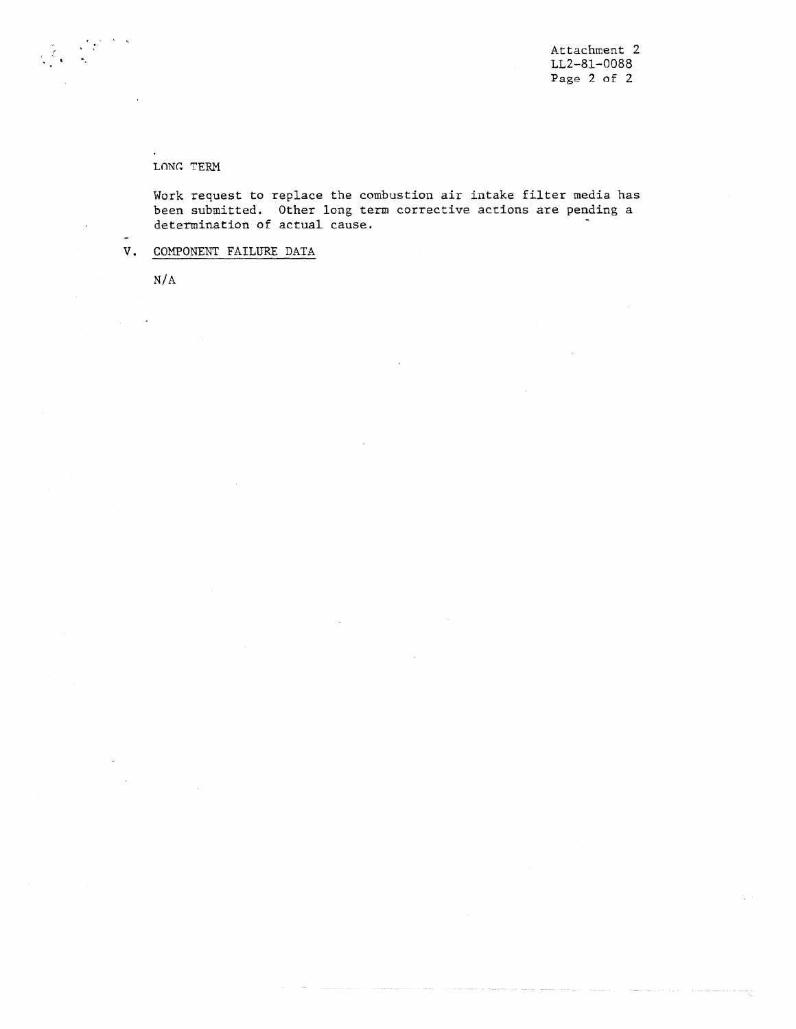LONG TERM

Work request to replace the combustion air intake filter media has been submitted. Other long term corrective actions are pending a determination of actual cause.

V. COMPONENT FAILURE DATA

N/A